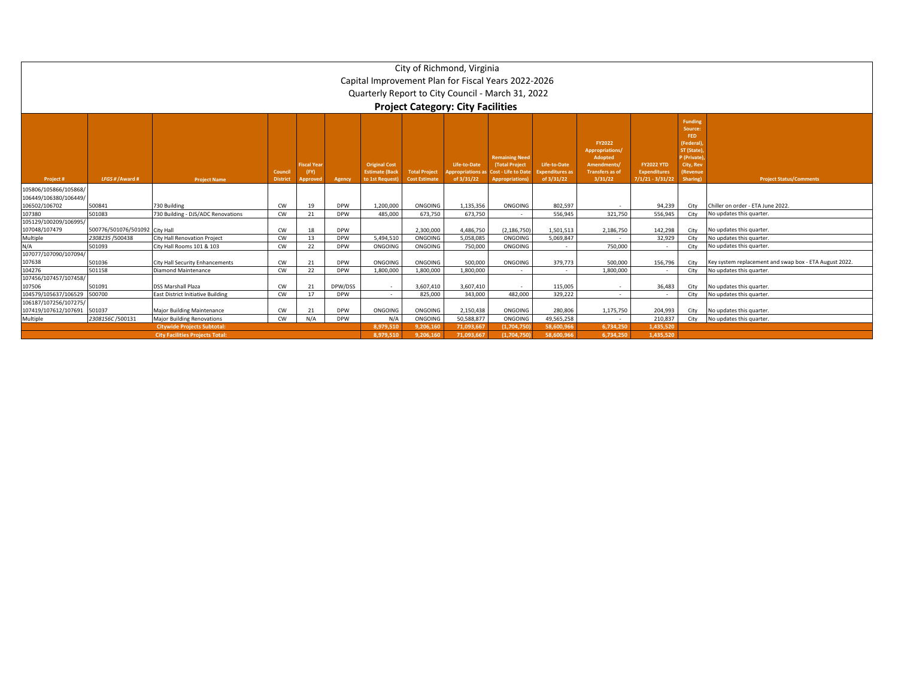# City of Richmond, Virginia

## Capital Improvement Plan for Fiscal Years 2022-2026

## Quarterly Report to City Council - March 31, 2022

### Project Category: City Facilities

| Project # | LFGS # /Award # | Project Name | Council District | Fiscal Year (FY) Approved | Agency | Original Cost Estimate (Back to 1st Request) | Total Project Cost Estimate | Life-to-Date Appropriations as of 3/31/22 | Remaining Need (Total Project Cost - Life to Date Appropriations) | Life-to-Date Expenditures as of 3/31/22 | FY2022 Appropriations/ Adopted Amendments/ Transfers as of 3/31/22 | FY2022 YTD Expenditures 7/1/21 - 3/31/22 | Funding Source: FED (Federal), ST (State), P (Private), City, Rev (Revenue Sharing) | Project Status/Comments |
|---|---|---|---|---|---|---|---|---|---|---|---|---|---|---|
| 105806/105868/106449/106380/106449/106502/106702 | 500841 | 730 Building | CW | 19 | DPW | 1,200,000 | ONGOING | 1,135,356 | ONGOING | 802,597 | - | 94,239 | City | Chiller on order - ETA June 2022. |
| 107380 | 501083 | 730 Building - DJS/ADC Renovations | CW | 21 | DPW | 485,000 | 673,750 | 673,750 | - | 556,945 | 321,750 | 556,945 | City | No updates this quarter. |
| 105129/100209/106995/107048/107479 | 500776/501076/501092 | City Hall | CW | 18 | DPW | | 2,300,000 | 4,486,750 | (2,186,750) | 1,501,513 | 2,186,750 | 142,298 | City | No updates this quarter. |
| Multiple | 2308235 /500438 | City Hall Renovation Project | CW | 13 | DPW | 5,494,510 | ONGOING | 5,058,085 | ONGOING | 5,069,847 | - | 32,929 | City | No updates this quarter. |
| N/A | 501093 | City Hall Rooms 101 & 103 | CW | 22 | DPW | ONGOING | ONGOING | 750,000 | ONGOING | - | 750,000 | - | City | No updates this quarter. |
| 107077/107090/107094/107638 | 501036 | City Hall Security Enhancements | CW | 21 | DPW | ONGOING | ONGOING | 500,000 | ONGOING | 379,773 | 500,000 | 156,796 | City | Key system replacement and swap box - ETA August 2022. |
| 104276 | 501158 | Diamond Maintenance | CW | 22 | DPW | 1,800,000 | 1,800,000 | 1,800,000 | - | - | 1,800,000 | - | City | No updates this quarter. |
| 107456/107457/107458/107506 | 501091 | DSS Marshall Plaza | CW | 21 | DPW/DSS | - | 3,607,410 | 3,607,410 | - | 115,005 | - | 36,483 | City | No updates this quarter. |
| 104579/105637/106529 | 500700 | East District Initiative Building | CW | 17 | DPW | - | 825,000 | 343,000 | 482,000 | 329,222 | - | - | City | No updates this quarter. |
| 106187/107256/107275/107419/107612/107691 | 501037 | Major Building Maintenance | CW | 21 | DPW | ONGOING | ONGOING | 2,150,438 | ONGOING | 280,806 | 1,175,750 | 204,993 | City | No updates this quarter. |
| Multiple | 2308156C /500131 | Major Building Renovations | CW | N/A | DPW | N/A | ONGOING | 50,588,877 | ONGOING | 49,565,258 | - | 210,837 | City | No updates this quarter. |
| | | **Citywide Projects Subtotal:** | | | | **8,979,510** | **9,206,160** | **71,093,667** | **(1,704,750)** | **58,600,966** | **6,734,250** | **1,435,520** | | |
| | | **City Facilities Projects Total:** | | | | **8,979,510** | **9,206,160** | **71,093,667** | **(1,704,750)** | **58,600,966** | **6,734,250** | **1,435,520** | | |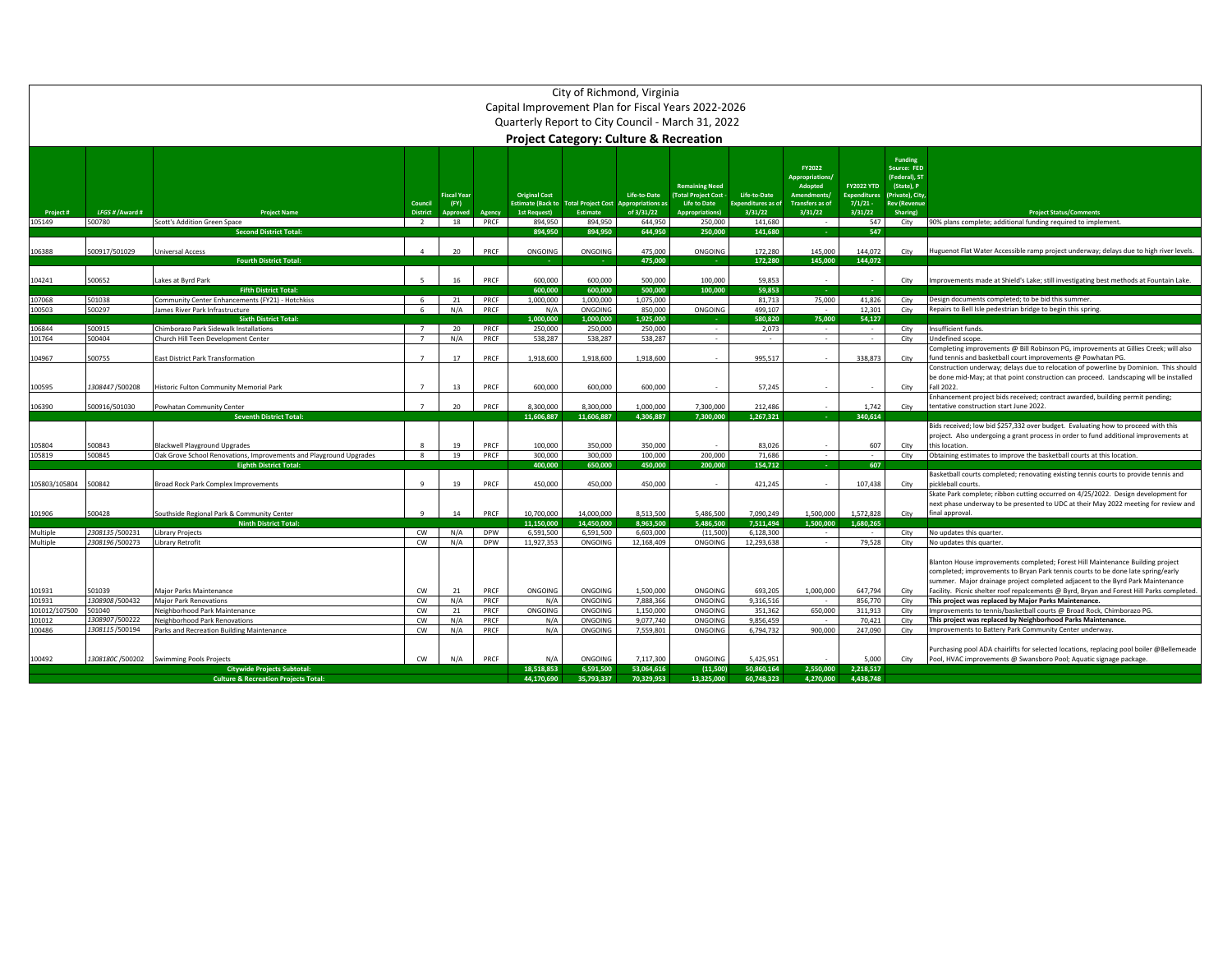# City of Richmond, Virginia

## Capital Improvement Plan for Fiscal Years 2022-2026

## Quarterly Report to City Council - March 31, 2022

### Project Category: Culture & Recreation

| Project # | LFGS # /Award # | Project Name | Council District | Fiscal Year (FY) Approved | Agency | Original Cost Estimate (Back to 1st Request) | Total Project Cost Estimate | Life-to-Date Appropriations as of 3/31/22 | Remaining Need (Total Project Cost - Life to Date Appropriations) | Life-to-Date Expenditures as of 3/31/22 | FY2022 Appropriations/ Adopted Amendments/ Transfers as of 3/31/22 | FY2022 YTD Expenditures 7/1/21 - 3/31/22 | Funding Source: FED (Federal), ST (State), P (Private), City, Rev (Revenue Sharing) | Project Status/Comments |
|---|---|---|---|---|---|---|---|---|---|---|---|---|---|---|
| 105149 | 500780 | Scott's Addition Green Space | 2 | 18 | PRCF | 894,950 | 894,950 | 644,950 | 250,000 | 141,680 | - | 547 | City | 90% plans complete; additional funding required to implement. |
| | | **Second District Total:** | | | | **894,950** | **894,950** | **644,950** | **250,000** | **141,680** | **-** | **547** | | |
| 106388 | 500917/501029 | Universal Access | 4 | 20 | PRCF | ONGOING | ONGOING | 475,000 | ONGOING | 172,280 | 145,000 | 144,072 | City | Huguenot Flat Water Accessible ramp project underway; delays due to high river levels. |
| | | **Fourth District Total:** | | | | **-** | **-** | **475,000** | **-** | **172,280** | **145,000** | **144,072** | | |
| 104241 | 500652 | Lakes at Byrd Park | 5 | 16 | PRCF | 600,000 | 600,000 | 500,000 | 100,000 | 59,853 | - | - | City | Improvements made at Shield's Lake; still investigating best methods at Fountain Lake. |
| | | **Fifth District Total:** | | | | **600,000** | **600,000** | **500,000** | **100,000** | **59,853** | **-** | **-** | | |
| 107068 | 501038 | Community Center Enhancements (FY21) - Hotchkiss | 6 | 21 | PRCF | 1,000,000 | 1,000,000 | 1,075,000 | | 81,713 | 75,000 | 41,826 | City | Design documents completed; to be bid this summer. |
| 100503 | 500297 | James River Park Infrastructure | 6 | N/A | PRCF | N/A | ONGOING | 850,000 | ONGOING | 499,107 | - | 12,301 | City | Repairs to Bell Isle pedestrian bridge to begin this spring. |
| | | **Sixth District Total:** | | | | **1,000,000** | **1,000,000** | **1,925,000** | **-** | **580,820** | **75,000** | **54,127** | | |
| 106844 | 500915 | Chimborazo Park Sidewalk Installations | 7 | 20 | PRCF | 250,000 | 250,000 | 250,000 | - | 2,073 | - | - | City | Insufficient funds. |
| 101764 | 500404 | Church Hill Teen Development Center | 7 | N/A | PRCF | 538,287 | 538,287 | 538,287 | - | - | - | - | City | Undefined scope. |
| 104967 | 500755 | East District Park Transformation | 7 | 17 | PRCF | 1,918,600 | 1,918,600 | 1,918,600 | - | 995,517 | - | 338,873 | City | Completing improvements @ Bill Robinson PG, improvements at Gillies Creek; will also fund tennis and basketball court improvements @ Powhatan PG. |
| 100595 | 1308447/500208 | Historic Fulton Community Memorial Park | 7 | 13 | PRCF | 600,000 | 600,000 | 600,000 | - | 57,245 | - | - | City | Construction underway; delays due to relocation of powerline by Dominion. This should be done mid-May; at that point construction can proceed. Landscaping wll be installed Fall 2022. |
| 106390 | 500916/501030 | Powhatan Community Center | 7 | 20 | PRCF | 8,300,000 | 8,300,000 | 1,000,000 | 7,300,000 | 212,486 | - | 1,742 | City | Enhancement project bids received; contract awarded, building permit pending; tentative construction start June 2022. |
| | | **Seventh District Total:** | | | | **11,606,887** | **11,606,887** | **4,306,887** | **7,300,000** | **1,267,321** | **-** | **340,614** | | |
| 105804 | 500843 | Blackwell Playground Upgrades | 8 | 19 | PRCF | 100,000 | 350,000 | 350,000 | - | 83,026 | - | 607 | City | Bids received; low bid $257,332 over budget. Evaluating how to proceed with this project. Also undergoing a grant process in order to fund additional improvements at this location. |
| 105819 | 500845 | Oak Grove School Renovations, Improvements and Playground Upgrades | 8 | 19 | PRCF | 300,000 | 300,000 | 100,000 | 200,000 | 71,686 | - | - | City | Obtaining estimates to improve the basketball courts at this location. |
| | | **Eighth District Total:** | | | | **400,000** | **650,000** | **450,000** | **200,000** | **154,712** | **-** | **607** | | |
| 105803/105804 | 500842 | Broad Rock Park Complex Improvements | 9 | 19 | PRCF | 450,000 | 450,000 | 450,000 | - | 421,245 | - | 107,438 | City | Basketball courts completed; renovating existing tennis courts to provide tennis and pickleball courts. |
| 101906 | 500428 | Southside Regional Park & Community Center | 9 | 14 | PRCF | 10,700,000 | 14,000,000 | 8,513,500 | 5,486,500 | 7,090,249 | 1,500,000 | 1,572,828 | City | Skate Park complete; ribbon cutting occurred on 4/25/2022. Design development for next phase underway to be presented to UDC at their May 2022 meeting for review and final approval. |
| | | **Ninth District Total:** | | | | **11,150,000** | **14,450,000** | **8,963,500** | **5,486,500** | **7,511,494** | **1,500,000** | **1,680,265** | | |
| Multiple | 2308135/500231 | Library Projects | CW | N/A | DPW | 6,591,500 | 6,591,500 | 6,603,000 | (11,500) | 6,128,300 | - | - | City | No updates this quarter. |
| Multiple | 2308196/500273 | Library Retrofit | CW | N/A | DPW | 11,927,353 | ONGOING | 12,168,409 | ONGOING | 12,293,638 | - | 79,528 | City | No updates this quarter. |
| 101931 | 501039 | Major Parks Maintenance | CW | 21 | PRCF | ONGOING | ONGOING | 1,500,000 | ONGOING | 693,205 | 1,000,000 | 647,794 | City | Blanton House improvements completed; Forest Hill Maintenance Building project completed; improvements to Bryan Park tennis courts to be done late spring/early summer. Major drainage project completed adjacent to the Byrd Park Maintenance Facility. Picnic shelter roof repalcements @ Byrd, Bryan and Forest Hill Parks completed. |
| 101931 | 1308908/500432 | Major Park Renovations | CW | N/A | PRCF | N/A | ONGOING | 7,888,366 | ONGOING | 9,316,516 | - | 856,770 | City | **This project was replaced by Major Parks Maintenance.** |
| 101012/107500 | 501040 | Neighborhood Park Maintenance | CW | 21 | PRCF | ONGOING | ONGOING | 1,150,000 | ONGOING | 351,362 | 650,000 | 311,913 | City | Improvements to tennis/basketball courts @ Broad Rock, Chimborazo PG. |
| 101012 | 1308907/500222 | Neighborhood Park Renovations | CW | N/A | PRCF | N/A | ONGOING | 9,077,740 | ONGOING | 9,856,459 | - | 70,421 | City | **This project was replaced by Neighborhood Parks Maintenance.** |
| 100486 | 1308115/500194 | Parks and Recreation Building Maintenance | CW | N/A | PRCF | N/A | ONGOING | 7,559,801 | ONGOING | 6,794,732 | 900,000 | 247,090 | City | Improvements to Battery Park Community Center underway. |
| 100492 | 1308180C/500202 | Swimming Pools Projects | CW | N/A | PRCF | N/A | ONGOING | 7,117,300 | ONGOING | 5,425,951 | - | 5,000 | City | Purchasing pool ADA chairlifts for selected locations, replacing pool boiler @Bellemeade Pool, HVAC improvements @ Swansboro Pool; Aquatic signage package. |
| | | **Citywide Projects Subtotal:** | | | | **18,518,853** | **6,591,500** | **53,064,616** | **(11,500)** | **50,860,164** | **2,550,000** | **2,218,517** | | |
| | | **Culture & Recreation Projects Total:** | | | | **44,170,690** | **35,793,337** | **70,329,953** | **13,325,000** | **60,748,323** | **4,270,000** | **4,438,748** | | |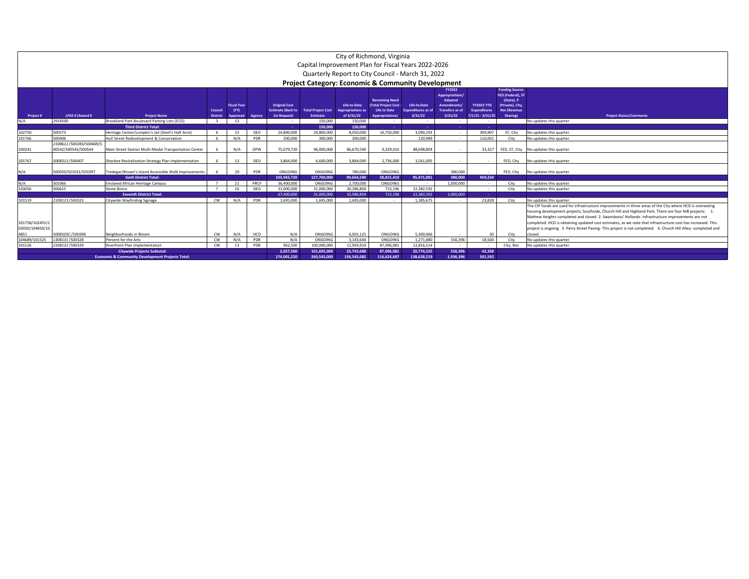# City of Richmond, Virginia

## Capital Improvement Plan for Fiscal Years 2022-2026

## Quarterly Report to City Council - March 31, 2022

### Project Category: Economic & Community Development

| Project # | LFGS # /Award # | Project Name | Council District | Fiscal Year (FY) Approved | Agency | Original Cost Estimate (Back to 1st Request) | Total Project Cost Estimate | Life-to-Date Appropriations as of 3/31/22 | Remaining Need (Total Project Cost - Life to Date Appropriations) | Life-to-Date Expenditures as of 3/31/22 | FY2022 Appropriations/ Adopted Amendments/ Transfers as of 3/31/22 | FY2022 YTD Expenditures 7/1/21 - 3/31/22 | Funding Source: FED (Federal), ST (State), P (Private), City, Rev (Revenue Sharing) | Project Status/Comments |
|---|---|---|---|---|---|---|---|---|---|---|---|---|---|---|
| N/A | 2918100 | Brookland Park Boulevard Parking Lots (ECD) | 3 | 13 | | - | 150,000 | 150,000 | - | - | - | - | | No updates this quarter. |
| | | **Third District Total:** | | | | - | 150,000 | 150,000 | - | - | - | - | | |
| 102750 | 500573 | Heritage Center/Lumpkin's Jail (Devil's Half Acre) | 6 | 15 | DED | 24,800,000 | 24,800,000 | 8,050,000 | 16,750,000 | 3,090,293 | - | 309,907 | ST, City | No updates this quarter. |
| 101766 | 500406 | Hull Street Redevelopment & Conservation | 6 | N/A | PDR | 200,000 | 300,000 | 300,000 | - | 120,989 | - | 116,001 | City | No updates this quarter. |
| 100241 | 2108612 /500283/500469/500542/500543/500544 | Main Street Station Multi-Modal Transportation Center | 6 | N/A | DPW | 75,079,720 | 96,000,000 | 86,670,590 | 9,329,410 | 88,698,804 | - | 33,327 | FED, ST, City | No updates this quarter. |
| 101767 | 5008313 /500407 | Shockoe Revitalization Strategy Plan Implementation | 6 | 13 | DED | 3,864,000 | 6,600,000 | 3,864,000 | 2,736,000 | 3,561,005 | - | - | FED, City | No updates this quarter. |
| N/A | 500920/501031/501097 | Tredegar/Brown's Island Accessible Walk Improvements | 6 | 20 | PDR | ONGOING | ONGOING | 780,000 | ONGOING | - | 380,000 | - | FED, City | No updates this quarter. |
| | | **Sixth District Total:** | | | | 103,943,720 | 127,700,000 | 99,664,590 | 28,815,410 | 95,471,091 | 380,000 | 459,234 | | |
| N/A | 501066 | Enslaved African Heritage Campus | 7 | 21 | PRCF | 36,400,000 | ONGOING | 2,700,000 | ONGOING | - | 1,000,000 | - | City | No updates this quarter. |
| 103056 | 500615 | Stone Bistro | 7 | 16 | DED | 31,000,000 | 31,000,000 | 30,286,804 | 713,196 | 22,382,592 | - | - | City | No updates this quarter. |
| | | **Seventh District Total:** | | | | 67,400,000 | 31,000,000 | 32,986,804 | 713,196 | 22,382,592 | 1,000,000 | - | | |
| 101519 | 2108123 /500323 | Citywide Wayfinding Signage | CW | N/A | PDR | 1,695,000 | 1,695,000 | 1,695,000 | - | 1,385,675 | - | 23,828 | City | No updates this quarter. |
| 101758/102455/103030/104850/104851 | 5008105C /500396 | Neighborhoods in Bloom | CW | N/A | HCD | N/A | ONGOING | 6,001,125 | ONGOING | 5,300,466 | - | 30 | City | The CIP funds are used for infrastructure improvements in three areas of the City where HCD is overseeing housing development projects; Southside, Church Hill and Highland Park. There are four NiB projects: 1. Mathew Heights-completed and closed. 2. Swansboro/ Hollands- Infrastructure improvements are not completed. HCD is obtaining updated cost estimates, as we note that infrastructure cost has increased. This project is ongoing. 3. Perry Street Paving- This project is not completed. 4. Church Hill Alley- completed and closed. |
| 104689/101525 | 1308131 /500328 | Percent for the Arts | CW | N/A | PDR | N/A | ONGOING | 3,143,644 | ONGOING | 1,271,880 | 556,396 | 18,500 | City | No updates this quarter. |
| 101526 | 2108132 /500329 | Riverfront Plan Implementation | CW | 13 | PDR | 962,500 | 100,000,000 | 12,903,919 | 87,096,081 | 12,816,514 | - | - | City, Rev | No updates this quarter. |
| | | **Citywide Projects Subtotal:** | | | | 2,657,500 | 101,695,000 | 23,743,688 | 87,096,081 | 20,774,535 | 556,396 | 42,358 | | |
| | | **Economic & Community Development Projects Total:** | | | | 174,001,220 | 260,545,000 | 156,545,082 | 116,624,687 | 138,628,219 | 1,936,396 | 501,592 | | |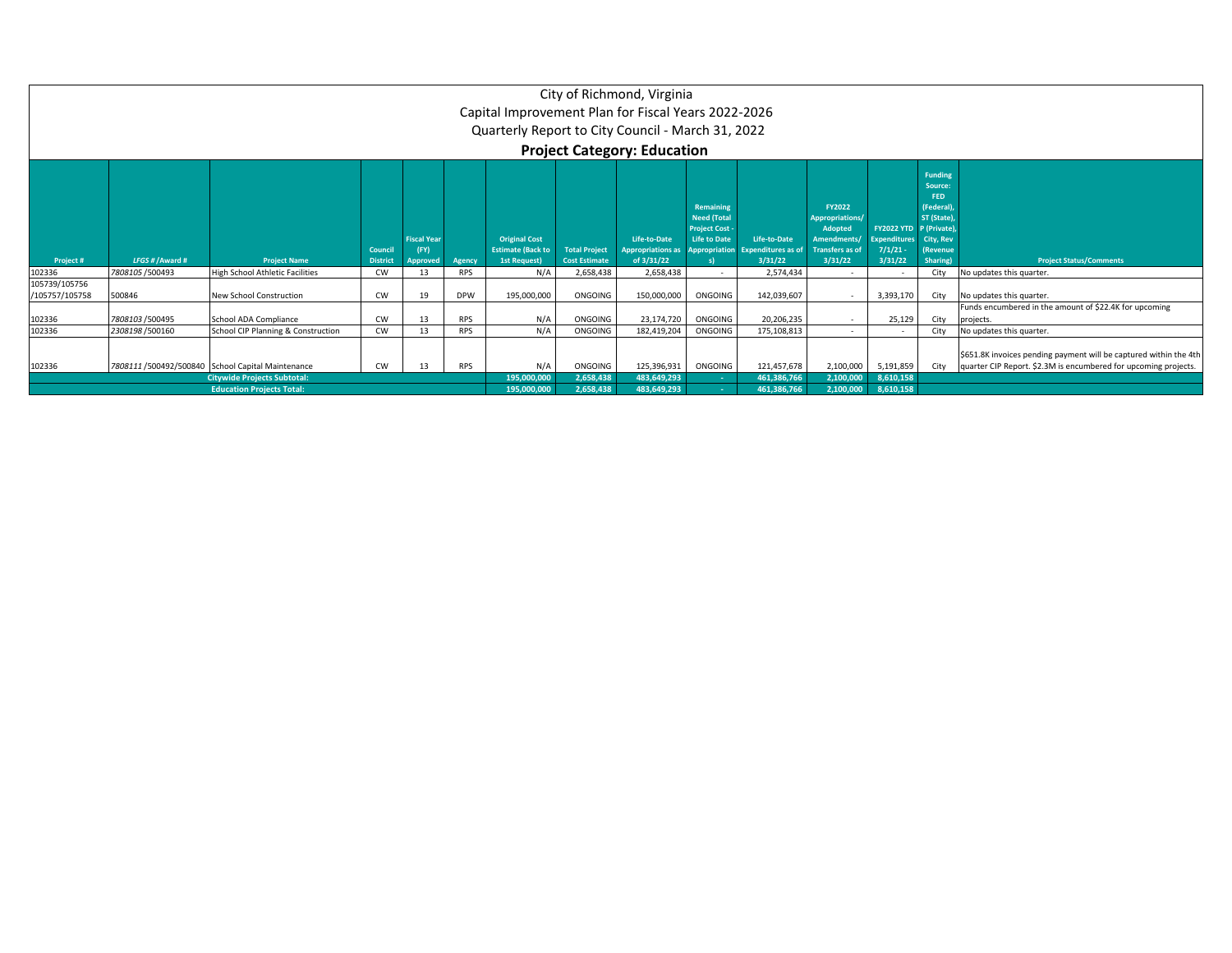# City of Richmond, Virginia
## Capital Improvement Plan for Fiscal Years 2022-2026
## Quarterly Report to City Council - March 31, 2022
### Project Category: Education

| Project # | LFGS # / Award # | Project Name | Council District | Fiscal Year (FY) Approved | Agency | Original Cost Estimate (Back to 1st Request) | Total Project Cost Estimate | Life-to-Date Appropriations as of 3/31/22 | Remaining Need (Total Project Cost - Life to Date Appropriations) | Life-to-Date Expenditures as of 3/31/22 | FY2022 Appropriations/ Adopted Amendments/ Transfers as of 3/31/22 | FY2022 YTD Expenditures 7/1/21 - 3/31/22 | Funding Source: FED (Federal), ST (State), P (Private), City, Rev (Revenue Sharing) | Project Status/Comments |
|---|---|---|---|---|---|---|---|---|---|---|---|---|---|---|
| 102336 | 7808105 /500493 | High School Athletic Facilities | CW | 13 | RPS | N/A | 2,658,438 | 2,658,438 | - | 2,574,434 | - | - | City | No updates this quarter. |
| 105739/105756 /105757/105758 | 500846 | New School Construction | CW | 19 | DPW | 195,000,000 | ONGOING | 150,000,000 | ONGOING | 142,039,607 | - | 3,393,170 | City | No updates this quarter. |
| 102336 | 7808103 /500495 | School ADA Compliance | CW | 13 | RPS | N/A | ONGOING | 23,174,720 | ONGOING | 20,206,235 | - | 25,129 | City | Funds encumbered in the amount of $22.4K for upcoming projects. |
| 102336 | 2308198 /500160 | School CIP Planning & Construction | CW | 13 | RPS | N/A | ONGOING | 182,419,204 | ONGOING | 175,108,813 | - | - | City | No updates this quarter. |
| 102336 | 7808111 /500492/500840 | School Capital Maintenance | CW | 13 | RPS | N/A | ONGOING | 125,396,931 | ONGOING | 121,457,678 | 2,100,000 | 5,191,859 | City | $651.8K invoices pending payment will be captured within the 4th quarter CIP Report. $2.3M is encumbered for upcoming projects. |
| | | **Citywide Projects Subtotal:** | | | | **195,000,000** | **2,658,438** | **483,649,293** | **-** | **461,386,766** | **2,100,000** | **8,610,158** | | |
| | | **Education Projects Total:** | | | | **195,000,000** | **2,658,438** | **483,649,293** | **-** | **461,386,766** | **2,100,000** | **8,610,158** | | |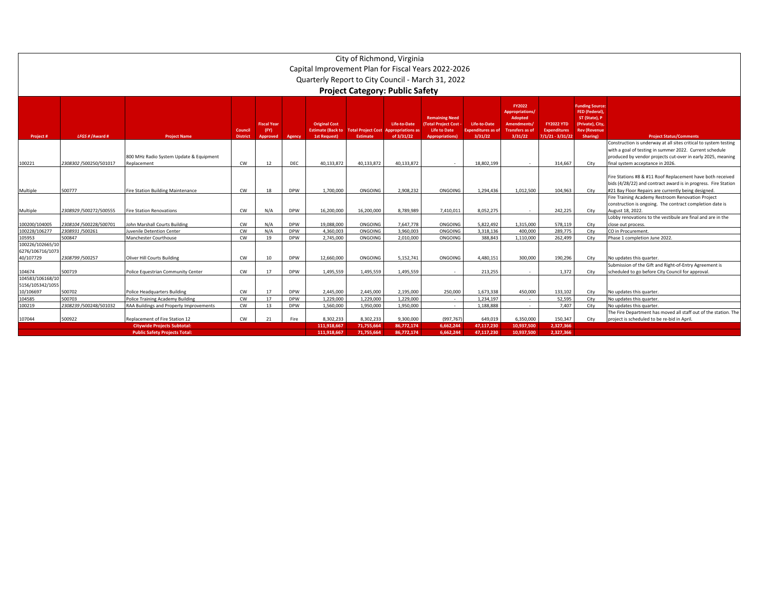# City of Richmond, Virginia

## Capital Improvement Plan for Fiscal Years 2022-2026

## Quarterly Report to City Council - March 31, 2022

### Project Category: Public Safety

| Project # | LFGS # /Award # | Project Name | Council District | Fiscal Year (FY) Approved | Agency | Original Cost Estimate (Back to 1st Request) | Total Project Cost Estimate | Life-to-Date Appropriations as of 3/31/22 | Remaining Need (Total Project Cost - Life to Date Appropriations) | Life-to-Date Expenditures as of 3/31/22 | FY2022 Appropriations/ Adopted Amendments/ Transfers as of 3/31/22 | FY2022 YTD Expenditures 7/1/21 - 3/31/22 | Funding Source: FED (Federal), ST (State), P (Private), City, Rev (Revenue Sharing) | Project Status/Comments |
|---|---|---|---|---|---|---|---|---|---|---|---|---|---|---|
| 100221 | *2308302* /500250/501017 | 800 MHz Radio System Update & Equipment Replacement | CW | 12 | DEC | 40,133,872 | 40,133,872 | 40,133,872 | - | 18,802,199 | - | 314,667 | City | Construction is underway at all sites critical to system testing with a goal of testing in summer 2022. Current schedule produced by vendor projects cut-over in early 2025, meaning final system acceptance in 2026. |
| Multiple | 500777 | Fire Station Building Maintenance | CW | 18 | DPW | 1,700,000 | ONGOING | 2,908,232 | ONGOING | 1,294,436 | 1,012,500 | 104,963 | City | Fire Stations #8 & #11 Roof Replacement have both received bids (4/28/22) and contract award is in progress. Fire Station #21 Bay Floor Repairs are currently being designed. |
| Multiple | *2308929* /500272/500555 | Fire Station Renovations | CW | N/A | DPW | 16,200,000 | 16,200,000 | 8,789,989 | 7,410,011 | 8,052,275 | - | 242,225 | City | Fire Training Academy Restroom Renovation Project construction is ongoing. The contract completion date is August 18, 2022. |
| 100200/104005 | *2308104* /500228/500701 | John Marshall Courts Building | CW | N/A | DPW | 19,088,000 | ONGOING | 7,647,778 | ONGOING | 5,822,492 | 1,315,000 | 578,119 | City | Lobby renovations to the vestibule are final and are in the close out process. |
| 100228/106277 | *2308931* /500261 | Juvenile Detention Center | CW | N/A | DPW | 4,360,003 | ONGOING | 3,960,003 | ONGOING | 3,318,136 | 400,000 | 289,775 | City | CO in Procurement. |
| 105953 | 500847 | Manchester Courthouse | CW | 19 | DPW | 2,745,000 | ONGOING | 2,010,000 | ONGOING | 388,843 | 1,110,000 | 262,499 | City | Phase 1 completion June 2022. |
| 100226/102665/106276/106716/107340/107729 | *2308799* /500257 | Oliver Hill Courts Building | CW | 10 | DPW | 12,660,000 | ONGOING | 5,152,741 | ONGOING | 4,480,151 | 300,000 | 190,296 | City | No updates this quarter. |
| 104674 | 500719 | Police Equestrian Community Center | CW | 17 | DPW | 1,495,559 | 1,495,559 | 1,495,559 | - | 213,255 | - | 1,372 | City | Submission of the Gift and Right-of-Entry Agreement is scheduled to go before City Council for approval. |
| 104583/106168/105156/105342/105510/106697 | 500702 | Police Headquarters Building | CW | 17 | DPW | 2,445,000 | 2,445,000 | 2,195,000 | 250,000 | 1,673,338 | 450,000 | 133,102 | City | No updates this quarter. |
| 104585 | 500703 | Police Training Academy Building | CW | 17 | DPW | 1,229,000 | 1,229,000 | 1,229,000 | - | 1,234,197 | - | 52,595 | City | No updates this quarter. |
| 100219 | *2308239* /500248/501032 | RAA Buildings and Property Improvements | CW | 13 | DPW | 1,560,000 | 1,950,000 | 1,950,000 | - | 1,188,888 | - | 7,407 | City | No updates this quarter. |
| 107044 | 500922 | Replacement of Fire Station 12 | CW | 21 | Fire | 8,302,233 | 8,302,233 | 9,300,000 | (997,767) | 649,019 | 6,350,000 | 150,347 | City | The Fire Department has moved all staff out of the station. The project is scheduled to be re-bid in April. |
| | | **Citywide Projects Subtotal:** | | | | **111,918,667** | **71,755,664** | **86,772,174** | **6,662,244** | **47,117,230** | **10,937,500** | **2,327,366** | | |
| | | **Public Safety Projects Total:** | | | | **111,918,667** | **71,755,664** | **86,772,174** | **6,662,244** | **47,117,230** | **10,937,500** | **2,327,366** | | |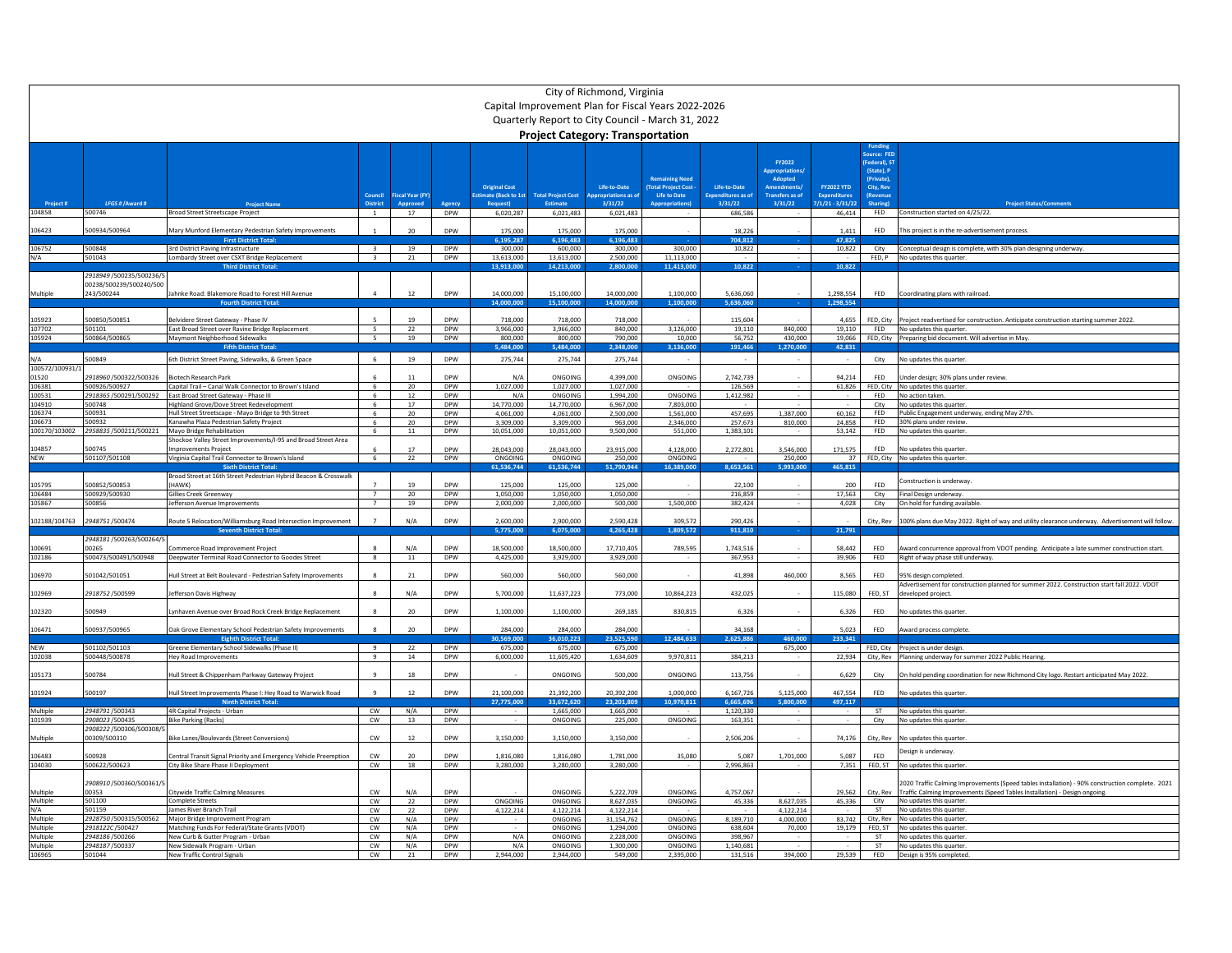# City of Richmond, Virginia

## Capital Improvement Plan for Fiscal Years 2022-2026

## Quarterly Report to City Council - March 31, 2022

### Project Category: Transportation

| Project # | LFGS # /Award # | Project Name | Council District | Fiscal Year (FY) Approved | Agency | Original Cost Estimate (Back to 1st Request) | Total Project Cost Estimate | Life-to-Date Appropriations as of 3/31/22 | Remaining Need (Total Project Cost - Life to Date Appropriations) | Life-to-Date Expenditures as of 3/31/22 | FY2022 Appropriations/ Adopted Amendments/ Transfers as of 3/31/22 | FY2022 YTD Expenditures 7/1/21 - 3/31/22 | Funding Source: FED (Federal), ST (State), P (Private), City, Rev (Revenue Sharing) | Project Status/Comments |
|---|---|---|---|---|---|---|---|---|---|---|---|---|---|---|
| 104858 | 500746 | Broad Street Streetscape Project | 1 | 17 | DPW | 6,020,287 | 6,021,483 | 6,021,483 | - | 686,586 | - | 46,414 | FED | Construction started on 4/25/22. |
| 106423 | 500934/500964 | Mary Munford Elementary Pedestrian Safety Improvements | 1 | 20 | DPW | 175,000 | 175,000 | 175,000 | - | 18,226 | - | 1,411 | FED | This project is in the re-advertisement process. |
| | | **First District Total:** | | | | **6,195,287** | **6,196,483** | **6,196,483** | **-** | **704,812** | **-** | **47,825** | | |
| 106752 | 500848 | 3rd District Paving Infrastructure | 3 | 19 | DPW | 300,000 | 600,000 | 300,000 | 300,000 | 10,822 | - | 10,822 | City | Conceptual design is complete, with 30% plan designing underway. |
| N/A | 501043 | Lombardy Street over CSXT Bridge Replacement | 3 | 21 | DPW | 13,613,000 | 13,613,000 | 2,500,000 | 11,113,000 | - | - | - | FED, P | No updates this quarter. |
| | | **Third District Total:** | | | | **13,913,000** | **14,213,000** | **2,800,000** | **11,413,000** | **10,822** | **-** | **10,822** | | |
| Multiple | 2918949 /500235/500236/500238/500239/500240/500243/500244 | Jahnke Road: Blakemore Road to Forest Hill Avenue | 4 | 12 | DPW | 14,000,000 | 15,100,000 | 14,000,000 | 1,100,000 | 5,636,060 | - | 1,298,554 | FED | Coordinating plans with railroad. |
| | | **Fourth District Total:** | | | | **14,000,000** | **15,100,000** | **14,000,000** | **1,100,000** | **5,636,060** | **-** | **1,298,554** | | |
| 105923 | 500850/500851 | Belvidere Street Gateway - Phase IV | 5 | 19 | DPW | 718,000 | 718,000 | 718,000 | - | 115,604 | - | 4,655 | FED, City | Project readvertised for construction. Anticipate construction starting summer 2022. |
| 107702 | 501101 | East Broad Street over Ravine Bridge Replacement | 5 | 22 | DPW | 3,966,000 | 3,966,000 | 840,000 | 3,126,000 | 19,110 | 840,000 | 19,110 | FED | No updates this quarter. |
| 105924 | 500864/500865 | Maymont Neighborhood Sidewalks | 5 | 19 | DPW | 800,000 | 800,000 | 790,000 | 10,000 | 56,752 | 430,000 | 19,066 | FED, City | Preparing bid document. Will advertise in May. |
| | | **Fifth District Total:** | | | | **5,484,000** | **5,484,000** | **2,348,000** | **3,136,000** | **191,466** | **1,270,000** | **42,831** | | |
| N/A | 500849 | 6th District Street Paving, Sidewalks, & Green Space | 6 | 19 | DPW | 275,744 | 275,744 | 275,744 | - | - | - | - | City | No updates this quarter. |
| 100572/100931/101520 | 2918960 /500322/500326 | Biotech Research Park | 6 | 11 | DPW | N/A | ONGOING | 4,399,000 | ONGOING | 2,742,739 | - | 94,214 | FED | Under design; 30% plans under review. |
| 106381 | 500926/500927 | Capital Trail – Canal Walk Connector to Brown's Island | 6 | 20 | DPW | 1,027,000 | 1,027,000 | 1,027,000 | - | 126,569 | - | 61,826 | FED, City | No updates this quarter. |
| 100531 | 2918365 /500291/500292 | East Broad Street Gateway - Phase III | 6 | 12 | DPW | N/A | ONGOING | 1,994,200 | ONGOING | 1,412,982 | - | - | FED | No action taken. |
| 104910 | 500748 | Highland Grove/Dove Street Redevelopment | 6 | 17 | DPW | 14,770,000 | 14,770,000 | 6,967,000 | 7,803,000 | - | - | - | City | No updates this quarter. |
| 106374 | 500931 | Hull Street Streetscape - Mayo Bridge to 9th Street | 6 | 20 | DPW | 4,061,000 | 4,061,000 | 2,500,000 | 1,561,000 | 457,695 | 1,387,000 | 60,162 | FED | Public Engagement underway, ending May 27th. |
| 106673 | 500932 | Kanawha Plaza Pedestrian Safety Project | 6 | 20 | DPW | 3,309,000 | 3,309,000 | 963,000 | 2,346,000 | 257,673 | 810,000 | 24,858 | FED | 30% plans under review. |
| 100170/103002 | 2958835 /500211/500221 | Mayo Bridge Rehabilitation | 6 | 11 | DPW | 10,051,000 | 10,051,000 | 9,500,000 | 551,000 | 1,383,101 | - | 53,142 | FED | No updates this quarter. |
| 104857 | 500745 | Shockoe Valley Street Improvements/I-95 and Broad Street Area Improvements Project | 6 | 17 | DPW | 28,043,000 | 28,043,000 | 23,915,000 | 4,128,000 | 2,272,801 | 3,546,000 | 171,575 | FED | No updates this quarter. |
| NEW | 501107/501108 | Virginia Capital Trail Connector to Brown's Island | 6 | 22 | DPW | ONGOING | ONGOING | 250,000 | ONGOING | - | 250,000 | 37 | FED, City | No updates this quarter. |
| | | **Sixth District Total:** | | | | **61,536,744** | **61,536,744** | **51,790,944** | **16,389,000** | **8,653,561** | **5,993,000** | **465,815** | | |
| 105795 | 500852/500853 | Broad Street at 16th Street Pedestrian Hybrid Beacon & Crosswalk (HAWK) | 7 | 19 | DPW | 125,000 | 125,000 | 125,000 | - | 22,100 | - | 200 | FED | Construction is underway. |
| 106484 | 500929/500930 | Gillies Creek Greenway | 7 | 20 | DPW | 1,050,000 | 1,050,000 | 1,050,000 | - | 216,859 | - | 17,563 | City | Final Design underway. |
| 105867 | 500856 | Jefferson Avenue Improvements | 7 | 19 | DPW | 2,000,000 | 2,000,000 | 500,000 | 1,500,000 | 382,424 | - | 4,028 | City | On hold for funding available. |
| 102188/104763 | 2948751 /500474 | Route 5 Relocation/Williamsburg Road Intersection Improvement | 7 | N/A | DPW | 2,600,000 | 2,900,000 | 2,590,428 | 309,572 | 290,426 | - | - | City, Rev | 100% plans due May 2022. Right of way and utility clearance underway. Advertisement will follow. |
| | | **Seventh District Total:** | | | | **5,775,000** | **6,075,000** | **4,265,428** | **1,809,572** | **911,810** | **-** | **21,791** | | |
| 100691 | 2948181 /500263/500264/500265 | Commerce Road Improvement Project | 8 | N/A | DPW | 18,500,000 | 18,500,000 | 17,710,405 | 789,595 | 1,743,516 | - | 58,442 | FED | Award concurrence approval from VDOT pending. Anticipate a late summer construction start. |
| 102186 | 500473/500491/500948 | Deepwater Terminal Road Connector to Goodes Street | 8 | 11 | DPW | 4,425,000 | 3,929,000 | 3,929,000 | - | 367,953 | - | 39,906 | FED | Right of way phase still underway. |
| 106970 | 501042/501051 | Hull Street at Belt Boulevard - Pedestrian Safety Improvements | 8 | 21 | DPW | 560,000 | 560,000 | 560,000 | - | 41,898 | 460,000 | 8,565 | FED | 95% design completed. |
| 102969 | 2918752 /500599 | Jefferson Davis Highway | 8 | N/A | DPW | 5,700,000 | 11,637,223 | 773,000 | 10,864,223 | 432,025 | - | 115,080 | FED, ST | Advertisement for construction planned for summer 2022. Construction start fall 2022. VDOT developed project. |
| 102320 | 500949 | Lynhaven Avenue over Broad Rock Creek Bridge Replacement | 8 | 20 | DPW | 1,100,000 | 1,100,000 | 269,185 | 830,815 | 6,326 | - | 6,326 | FED | No updates this quarter. |
| 106471 | 500937/500965 | Oak Grove Elementary School Pedestrian Safety Improvements | 8 | 20 | DPW | 284,000 | 284,000 | 284,000 | - | 34,168 | - | 5,023 | FED | Award process complete. |
| | | **Eighth District Total:** | | | | **30,569,000** | **36,010,223** | **23,525,590** | **12,484,633** | **2,625,886** | **460,000** | **233,341** | | |
| NEW | 501102/501103 | Greene Elementary School Sidewalks (Phase II) | 9 | 22 | DPW | 675,000 | 675,000 | 675,000 | - | - | 675,000 | - | FED, City | Project is under design. |
| 102038 | 500448/500878 | Hey Road Improvements | 9 | 14 | DPW | 6,000,000 | 11,605,420 | 1,634,609 | 9,970,811 | 384,213 | - | 22,934 | City, Rev | Planning underway for summer 2022 Public Hearing. |
| 105173 | 500784 | Hull Street & Chippenham Parkway Gateway Project | 9 | 18 | DPW | - | ONGOING | 500,000 | ONGOING | 113,756 | - | 6,629 | City | On hold pending coordination for new Richmond City logo. Restart anticipated May 2022. |
| 101924 | 500197 | Hull Street Improvements Phase I: Hey Road to Warwick Road | 9 | 12 | DPW | 21,100,000 | 21,392,200 | 20,392,200 | 1,000,000 | 6,167,726 | 5,125,000 | 467,554 | FED | No updates this quarter. |
| | | **Ninth District Total:** | | | | **27,775,000** | **33,672,620** | **23,201,809** | **10,970,811** | **6,665,696** | **5,800,000** | **497,117** | | |
| Multiple | 2948791 /500343 | 4R Capital Projects - Urban | CW | N/A | DPW | - | 1,665,000 | 1,665,000 | - | 1,120,330 | - | - | ST | No updates this quarter. |
| 101939 | 2908023 /500435 | Bike Parking (Racks) | CW | 13 | DPW | - | ONGOING | 225,000 | ONGOING | 163,351 | - | - | City | No updates this quarter. |
| Multiple | 2908222 /500306/500308/500309/500310 | Bike Lanes/Boulevards (Street Conversions) | CW | 12 | DPW | 3,150,000 | 3,150,000 | 3,150,000 | - | 2,506,206 | - | 74,176 | City, Rev | No updates this quarter. |
| 106483 | 500928 | Central Transit Signal Priority and Emergency Vehicle Preemption | CW | 20 | DPW | 1,816,080 | 1,816,080 | 1,781,000 | 35,080 | 5,087 | 1,701,000 | 5,087 | FED | Design is underway. |
| 104030 | 500622/500623 | City Bike Share Phase II Deployment | CW | 18 | DPW | 3,280,000 | 3,280,000 | 3,280,000 | - | 2,996,863 | - | 7,351 | FED, ST | No updates this quarter. |
| Multiple | 2908910 /500360/500361/500353 | Citywide Traffic Calming Measures | CW | N/A | DPW | - | ONGOING | 5,222,709 | ONGOING | 4,757,067 | - | 29,562 | City, Rev | 2020 Traffic Calming Improvements (Speed tables installation) - 90% construction complete. 2021 Traffic Calming Improvements (Speed Tables Installation) - Design ongoing. |
| Multiple | 501100 | Complete Streets | CW | 22 | DPW | ONGOING | ONGOING | 8,627,035 | ONGOING | 45,336 | 8,627,035 | 45,336 | City | No updates this quarter. |
| N/A | 501159 | James River Branch Trail | CW | 22 | DPW | 4,122,214 | 4,122,214 | 4,122,214 | - | - | 4,122,214 | - | ST | No updates this quarter. |
| Multiple | 2928750 /500315/500562 | Major Bridge Improvement Program | CW | N/A | DPW | - | ONGOING | 31,154,762 | ONGOING | 8,189,710 | 4,000,000 | 83,742 | City, Rev | No updates this quarter. |
| Multiple | 2918122C /500427 | Matching Funds For Federal/State Grants (VDOT) | CW | N/A | DPW | - | ONGOING | 1,294,000 | ONGOING | 638,604 | 70,000 | 19,179 | FED, ST | No updates this quarter. |
| Multiple | 2948186 /500266 | New Curb & Gutter Program - Urban | CW | N/A | DPW | N/A | ONGOING | 2,228,000 | ONGOING | 398,967 | - | - | ST | No updates this quarter. |
| Multiple | 2948187 /500337 | New Sidewalk Program - Urban | CW | N/A | DPW | N/A | ONGOING | 1,300,000 | ONGOING | 1,140,681 | - | - | ST | No updates this quarter. |
| 106965 | 501044 | New Traffic Control Signals | CW | 21 | DPW | 2,944,000 | 2,944,000 | 549,000 | 2,395,000 | 131,516 | 394,000 | 29,539 | FED | Design is 95% completed. |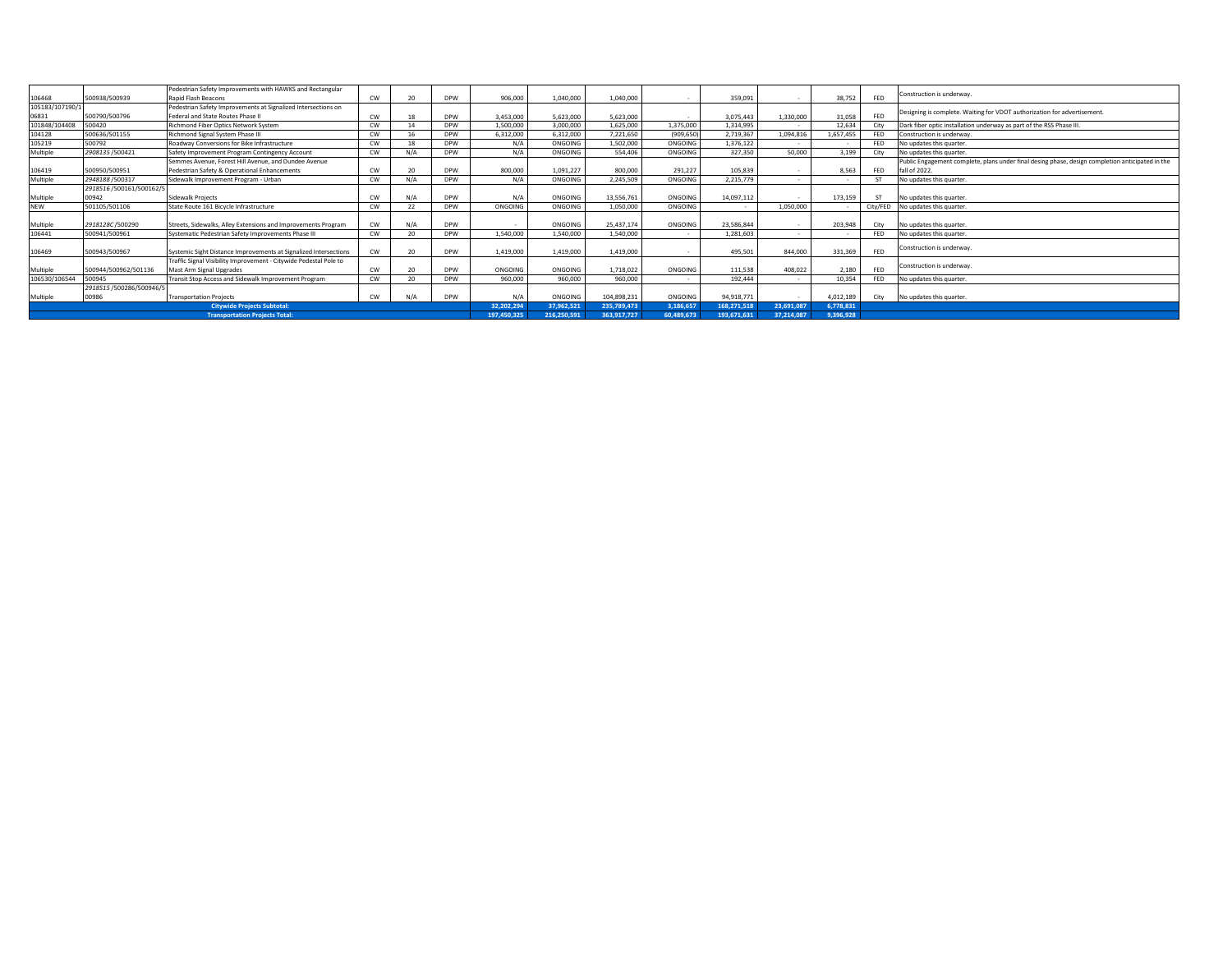| | | | | | | | | | | | | | | | |
|---|---|---|---|---|---|---|---|---|---|---|---|---|---|---|---|
| 106468 | 500938/500939 | Pedestrian Safety Improvements with HAWKS and Rectangular Rapid Flash Beacons | CW | 20 | DPW | 906,000 | 1,040,000 | 1,040,000 | - | 359,091 | - | 38,752 | FED | Construction is underway. |
| 105183/107190/106831 | 500790/500796 | Pedestrian Safety Improvements at Signalized Intersections on Federal and State Routes Phase II | CW | 18 | DPW | 3,453,000 | 5,623,000 | 5,623,000 | - | 3,075,443 | 1,330,000 | 31,058 | FED | Designing is complete. Waiting for VDOT authorization for advertisement. |
| 101848/104408 | 500420 | Richmond Fiber Optics Network System | CW | 14 | DPW | 1,500,000 | 3,000,000 | 1,625,000 | 1,375,000 | 1,314,995 | - | 12,634 | City | Dark fiber optic installation underway as part of the RSS Phase III. |
| 104128 | 500636/501155 | Richmond Signal System Phase III | CW | 16 | DPW | 6,312,000 | 6,312,000 | 7,221,650 | (909,650) | 2,719,367 | 1,094,816 | 1,657,455 | FED | Construction is underway. |
| 105219 | 500792 | Roadway Conversions for Bike Infrastructure | CW | 18 | DPW | N/A | ONGOING | 1,502,000 | ONGOING | 1,376,122 | - | - | FED | No updates this quarter. |
| Multiple | 2908135 /500421 | Safety Improvement Program Contingency Account | CW | N/A | DPW | N/A | ONGOING | 554,406 | ONGOING | 327,350 | 50,000 | 3,199 | City | No updates this quarter. |
| 106419 | 500950/500951 | Semmes Avenue, Forest Hill Avenue, and Dundee Avenue Pedestrian Safety & Operational Enhancements | CW | 20 | DPW | 800,000 | 1,091,227 | 800,000 | 291,227 | 105,839 | - | 8,563 | FED | Public Engagement complete, plans under final desing phase, design completion anticipated in the fall of 2022. |
| Multiple | 2948188 /500317 | Sidewalk Improvement Program - Urban | CW | N/A | DPW | N/A | ONGOING | 2,245,509 | ONGOING | 2,215,779 | - | - | ST | No updates this quarter. |
| Multiple | 2918516 /500161/500162/500942 | Sidewalk Projects | CW | N/A | DPW | N/A | ONGOING | 13,556,761 | ONGOING | 14,097,112 | - | 173,159 | ST | No updates this quarter. |
| NEW | 501105/501106 | State Route 161 Bicycle Infrastructure | CW | 22 | DPW | ONGOING | ONGOING | 1,050,000 | ONGOING | - | 1,050,000 | - | City/FED | No updates this quarter. |
| Multiple | 2918128C /500290 | Streets, Sidewalks, Alley Extensions and Improvements Program | CW | N/A | DPW | - | ONGOING | 25,437,174 | ONGOING | 23,586,844 | - | 203,948 | City | No updates this quarter. |
| 106441 | 500941/500961 | Systematic Pedestrian Safety Improvements Phase III | CW | 20 | DPW | 1,540,000 | 1,540,000 | 1,540,000 | - | 1,281,603 | - | - | FED | No updates this quarter. |
| 106469 | 500943/500967 | Systemic Sight Distance Improvements at Signalized Intersections | CW | 20 | DPW | 1,419,000 | 1,419,000 | 1,419,000 | - | 495,501 | 844,000 | 331,369 | FED | Construction is underway. |
| Multiple | 500944/500962/501136 | Traffic Signal Visibility Improvement - Citywide Pedestal Pole to Mast Arm Signal Upgrades | CW | 20 | DPW | ONGOING | ONGOING | 1,718,022 | ONGOING | 111,538 | 408,022 | 2,180 | FED | Construction is underway. |
| 106530/106544 | 500945 | Transit Stop Access and Sidewalk Improvement Program | CW | 20 | DPW | 960,000 | 960,000 | 960,000 | - | 192,444 | - | 10,354 | FED | No updates this quarter. |
| Multiple | 2918515 /500286/500946/500986 | Transportation Projects | CW | N/A | DPW | N/A | ONGOING | 104,898,231 | ONGOING | 94,918,771 | - | 4,012,189 | City | No updates this quarter. |
| **Citywide Projects Subtotal:** | | | | | | **32,202,294** | **37,962,521** | **235,789,473** | **3,186,657** | **168,271,518** | **23,691,087** | **6,778,831** | | |
| **Transportation Projects Total:** | | | | | | **197,450,325** | **216,250,591** | **363,917,727** | **60,489,673** | **193,671,631** | **37,214,087** | **9,396,928** | | |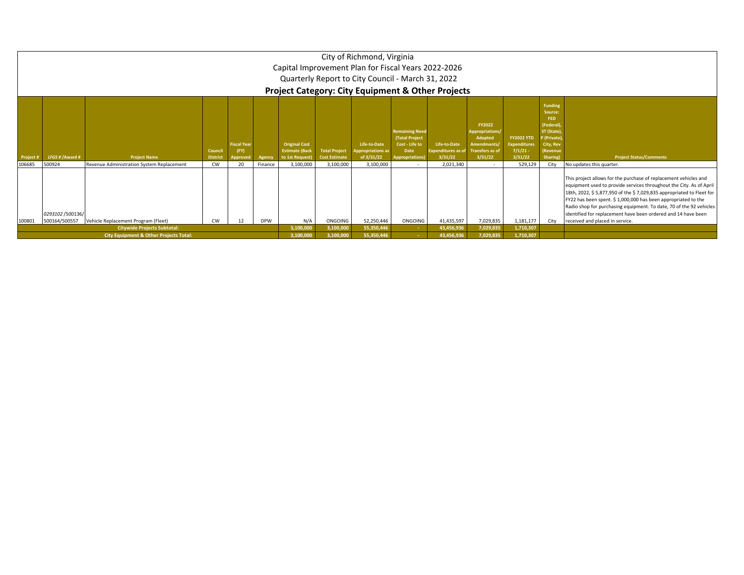# City of Richmond, Virginia

## Capital Improvement Plan for Fiscal Years 2022-2026

## Quarterly Report to City Council - March 31, 2022

## Project Category: City Equipment & Other Projects

| Project # | LFGS # /Award # | Project Name | Council District | Fiscal Year (FY) Approved | Agency | Original Cost Estimate (Back to 1st Request) | Total Project Cost Estimate | Life-to-Date Appropriations as of 3/31/22 | Remaining Need (Total Project Cost - Life to Date Appropriations) | Life-to-Date Expenditures as of 3/31/22 | FY2022 Appropriations/ Adopted Amendments/ Transfers as of 3/31/22 | FY2022 YTD Expenditures 7/1/21 - 3/31/22 | Funding Source: FED (Federal), ST (State), P (Private), City, Rev (Revenue Sharing) | Project Status/Comments |
|---|---|---|---|---|---|---|---|---|---|---|---|---|---|---|
| 106685 | 500924 | Revenue Administration System Replacement | CW | 20 | Finance | 3,100,000 | 3,100,000 | 3,100,000 | - | 2,021,340 | - | 529,129 | City | No updates this quarter. |
| 100801 | *0293102* /500136/ 500164/500557 | Vehicle Replacement Program (Fleet) | CW | 12 | DPW | N/A | ONGOING | 52,250,446 | ONGOING | 41,435,597 | 7,029,835 | 1,181,177 | City | This project allows for the purchase of replacement vehicles and equipment used to provide services throughout the City. As of April 18th, 2022, $ 5,877,950 of the $ 7,029,835 appropriated to Fleet for FY22 has been spent. $ 1,000,000 has been appropriated to the Radio shop for purchasing equipment. To date, 70 of the 92 vehicles identified for replacement have been ordered and 14 have been received and placed in service. |
| **Citywide Projects Subtotal:** | | | | | | **3,100,000** | **3,100,000** | **55,350,446** | **-** | **43,456,936** | **7,029,835** | **1,710,307** | | |
| **City Equipment & Other Projects Total:** | | | | | | **3,100,000** | **3,100,000** | **55,350,446** | **-** | **43,456,936** | **7,029,835** | **1,710,307** | | |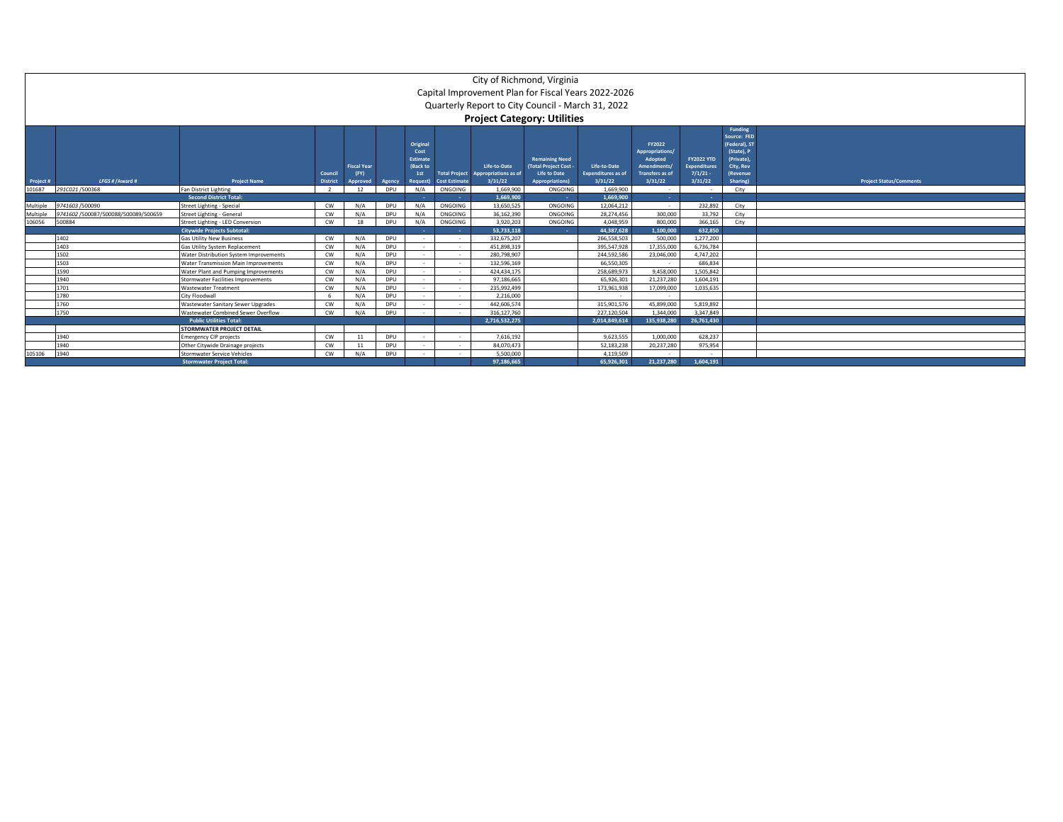# City of Richmond, Virginia

## Capital Improvement Plan for Fiscal Years 2022-2026

## Quarterly Report to City Council - March 31, 2022

## Project Category: Utilities

| Project # | LFGS # /Award # | Project Name | Council District | Fiscal Year (FY) Approved | Agency | Original Cost Estimate (Back to 1st Request) | Total Project Cost Estimate | Life-to-Date Appropriations as of 3/31/22 | Remaining Need (Total Project Cost - Life to Date Appropriations) | Life-to-Date Expenditures as of 3/31/22 | FY2022 Appropriations/ Adopted Amendments/ Transfers as of 3/31/22 | FY2022 YTD Expenditures 7/1/21 - 3/31/22 | Funding Source: FED (Federal), ST (State), P (Private), City, Rev (Revenue Sharing) | Project Status/Comments |
|---|---|---|---|---|---|---|---|---|---|---|---|---|---|---|
| 101687 | 291C021 /500368 | Fan District Lighting | 2 | 12 | DPU | N/A | ONGOING | 1,669,900 | ONGOING | 1,669,900 | - | - | City | |
| | | **Second District Total:** | | | | - | - | 1,669,900 | - | 1,669,900 | - | - | | |
| Multiple | 9741603 /500090 | Street Lighting - Special | CW | N/A | DPU | N/A | ONGOING | 13,650,525 | ONGOING | 12,064,212 | - | 232,892 | City | |
| Multiple | 9741602 /500087/500088/500089/500659 | Street Lighting - General | CW | N/A | DPU | N/A | ONGOING | 36,162,390 | ONGOING | 28,274,456 | 300,000 | 33,792 | City | |
| 106056 | 500884 | Street Lighting - LED Conversion | CW | 18 | DPU | N/A | ONGOING | 3,920,203 | ONGOING | 4,048,959 | 800,000 | 366,165 | City | |
| | | **Citywide Projects Subtotal:** | | | | - | - | 53,733,118 | - | 44,387,628 | 1,100,000 | 632,850 | | |
| | 1402 | Gas Utility New Business | CW | N/A | DPU | - | - | 332,675,207 | | 266,558,503 | 500,000 | 1,277,200 | | |
| | 1403 | Gas Utility System Replacement | CW | N/A | DPU | - | - | 451,898,319 | | 395,547,928 | 17,355,000 | 6,736,784 | | |
| | 1502 | Water Distribution System Improvements | CW | N/A | DPU | - | - | 280,798,907 | | 244,592,586 | 23,046,000 | 4,747,202 | | |
| | 1503 | Water Transmission Main Improvements | CW | N/A | DPU | - | - | 132,596,169 | | 66,550,305 | - | 686,834 | | |
| | 1590 | Water Plant and Pumping Improvements | CW | N/A | DPU | - | - | 424,434,175 | | 258,689,973 | 9,458,000 | 1,505,842 | | |
| | 1940 | Stormwater Facilities Improvements | CW | N/A | DPU | - | - | 97,186,665 | | 65,926,301 | 21,237,280 | 1,604,191 | | |
| | 1701 | Wastewater Treatment | CW | N/A | DPU | - | - | 235,992,499 | | 173,961,938 | 17,099,000 | 1,035,635 | | |
| | 1780 | City Floodwall | 6 | N/A | DPU | - | - | 2,216,000 | | - | - | | | |
| | 1760 | Wastewater Sanitary Sewer Upgrades | CW | N/A | DPU | - | - | 442,606,574 | | 315,901,576 | 45,899,000 | 5,819,892 | | |
| | 1750 | Wastewater Combined Sewer Overflow | CW | N/A | DPU | - | - | 316,127,760 | | 227,120,504 | 1,344,000 | 3,347,849 | | |
| | | **Public Utilities Total:** | | | | | | 2,716,532,275 | | 2,014,849,614 | 135,938,280 | 26,761,430 | | |
| | | **STORMWATER PROJECT DETAIL** | | | | | | | | | | | | |
| | 1940 | Emergency CIP projects | CW | 11 | DPU | - | - | 7,616,192 | | 9,623,555 | 1,000,000 | 628,237 | | |
| | 1940 | Other Citywide Drainage projects | CW | 11 | DPU | - | - | 84,070,473 | | 52,183,238 | 20,237,280 | 975,954 | | |
| 105106 | 1940 | Stormwater Service Vehicles | CW | N/A | DPU | - | - | 5,500,000 | | 4,119,509 | - | - | | |
| | | **Stormwater Project Total:** | | | | | | 97,186,665 | | 65,926,301 | 21,237,280 | 1,604,191 | | |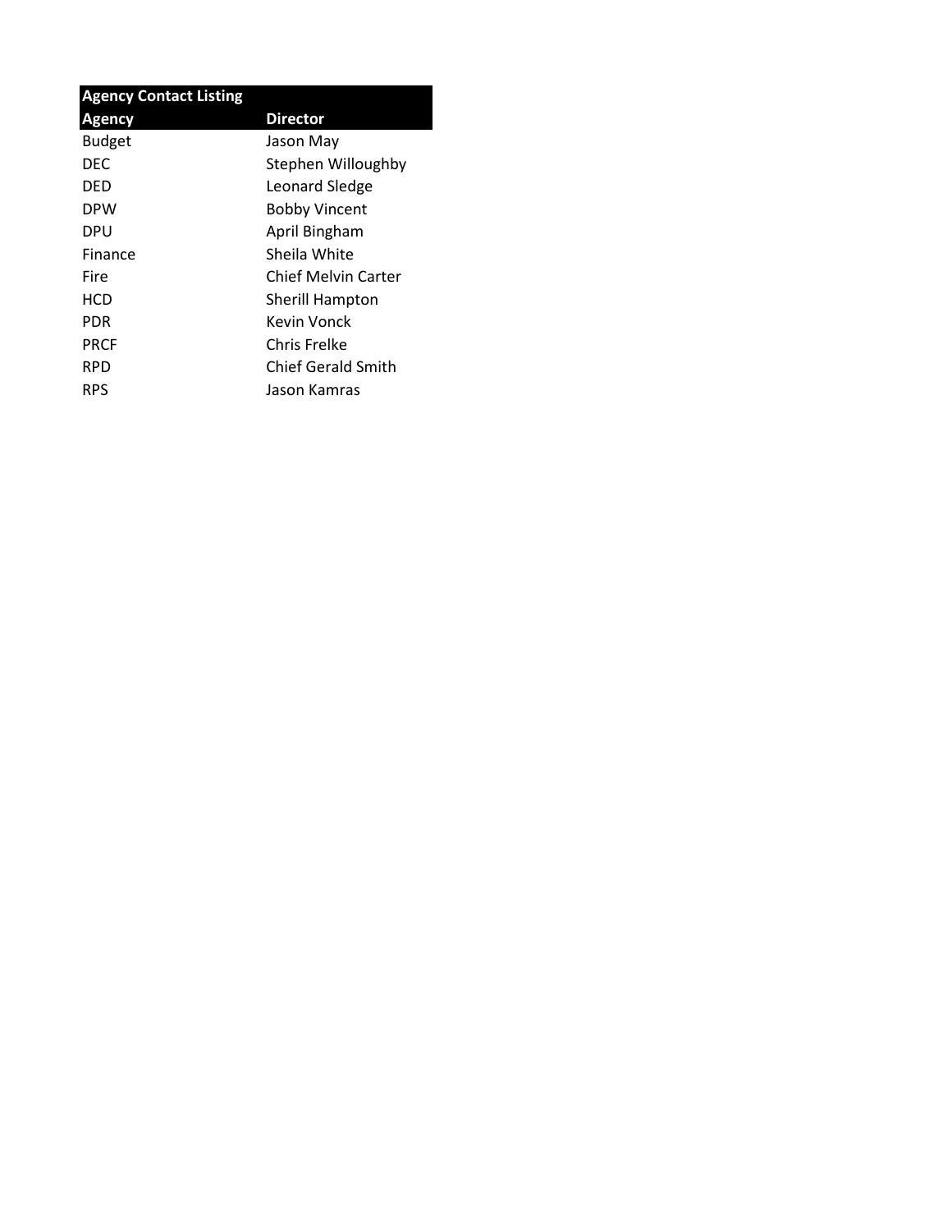| Agency Contact Listing | |
| --- | --- |
| **Agency** | **Director** |
| Budget | Jason May |
| DEC | Stephen Willoughby |
| DED | Leonard Sledge |
| DPW | Bobby Vincent |
| DPU | April Bingham |
| Finance | Sheila White |
| Fire | Chief Melvin Carter |
| HCD | Sherill Hampton |
| PDR | Kevin Vonck |
| PRCF | Chris Frelke |
| RPD | Chief Gerald Smith |
| RPS | Jason Kamras |